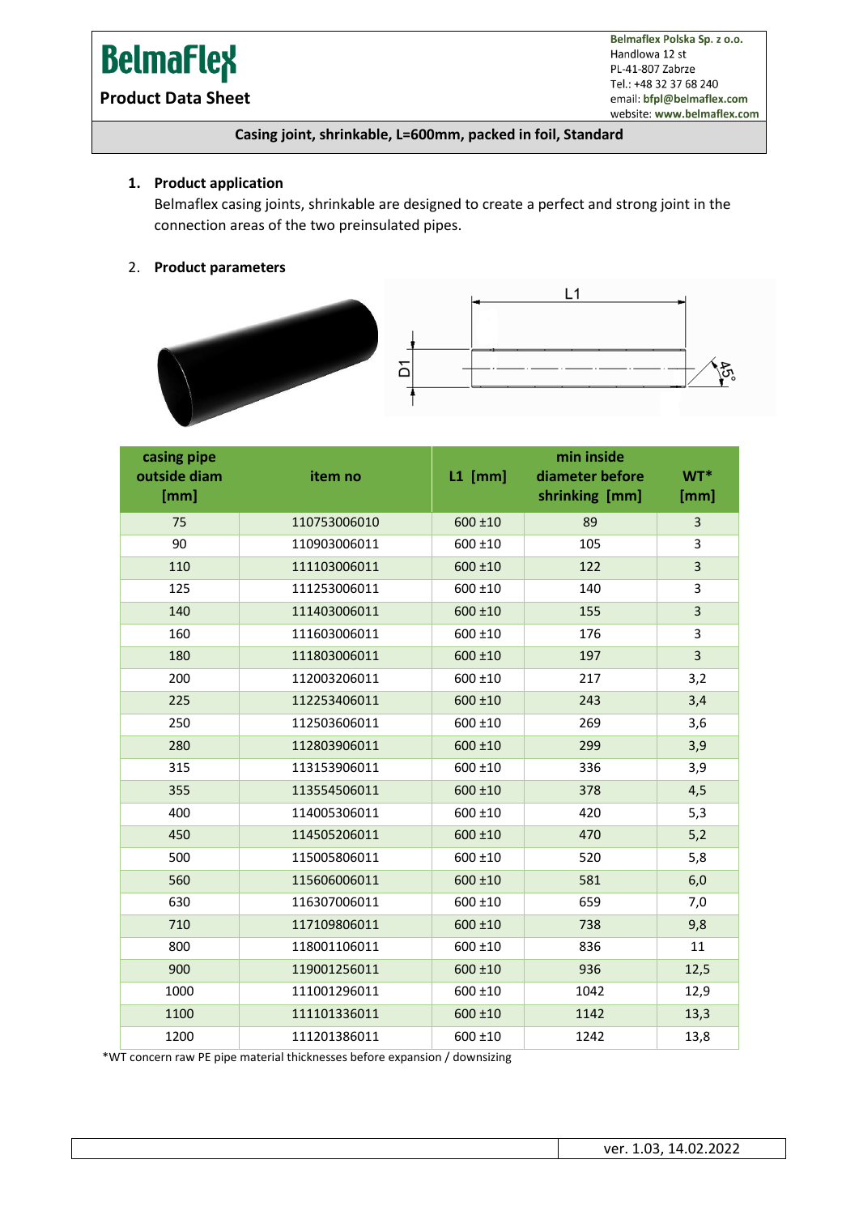# BelmaFlex

**Product Data Sheet**

Belmaflex Polska Sp. z o.o.
Handlowa 12 st
PL-41-807 Zabrze
Tel.: +48 32 37 68 240
email: bfpl@belmaflex.com
website: www.belmaflex.com

**Casing joint, shrinkable, L=600mm, packed in foil, Standard**

1. **Product application**

   Belmaflex casing joints, shrinkable are designed to create a perfect and strong joint in the connection areas of the two preinsulated pipes.

2. **Product parameters**

L1

D1

45°

| casing pipe outside diam [mm] | item no | L1 [mm] | min inside diameter before shrinking [mm] | WT* [mm] |
|---|---|---|---|---|
| 75 | 110753006010 | 600 ±10 | 89 | 3 |
| 90 | 110903006011 | 600 ±10 | 105 | 3 |
| 110 | 111103006011 | 600 ±10 | 122 | 3 |
| 125 | 111253006011 | 600 ±10 | 140 | 3 |
| 140 | 111403006011 | 600 ±10 | 155 | 3 |
| 160 | 111603006011 | 600 ±10 | 176 | 3 |
| 180 | 111803006011 | 600 ±10 | 197 | 3 |
| 200 | 112003206011 | 600 ±10 | 217 | 3,2 |
| 225 | 112253406011 | 600 ±10 | 243 | 3,4 |
| 250 | 112503606011 | 600 ±10 | 269 | 3,6 |
| 280 | 112803906011 | 600 ±10 | 299 | 3,9 |
| 315 | 113153906011 | 600 ±10 | 336 | 3,9 |
| 355 | 113554506011 | 600 ±10 | 378 | 4,5 |
| 400 | 114005306011 | 600 ±10 | 420 | 5,3 |
| 450 | 114505206011 | 600 ±10 | 470 | 5,2 |
| 500 | 115005806011 | 600 ±10 | 520 | 5,8 |
| 560 | 115606006011 | 600 ±10 | 581 | 6,0 |
| 630 | 116307006011 | 600 ±10 | 659 | 7,0 |
| 710 | 117109806011 | 600 ±10 | 738 | 9,8 |
| 800 | 118001106011 | 600 ±10 | 836 | 11 |
| 900 | 119001256011 | 600 ±10 | 936 | 12,5 |
| 1000 | 111001296011 | 600 ±10 | 1042 | 12,9 |
| 1100 | 111101336011 | 600 ±10 | 1142 | 13,3 |
| 1200 | 111201386011 | 600 ±10 | 1242 | 13,8 |

*WT concern raw PE pipe material thicknesses before expansion / downsizing

ver. 1.03, 14.02.2022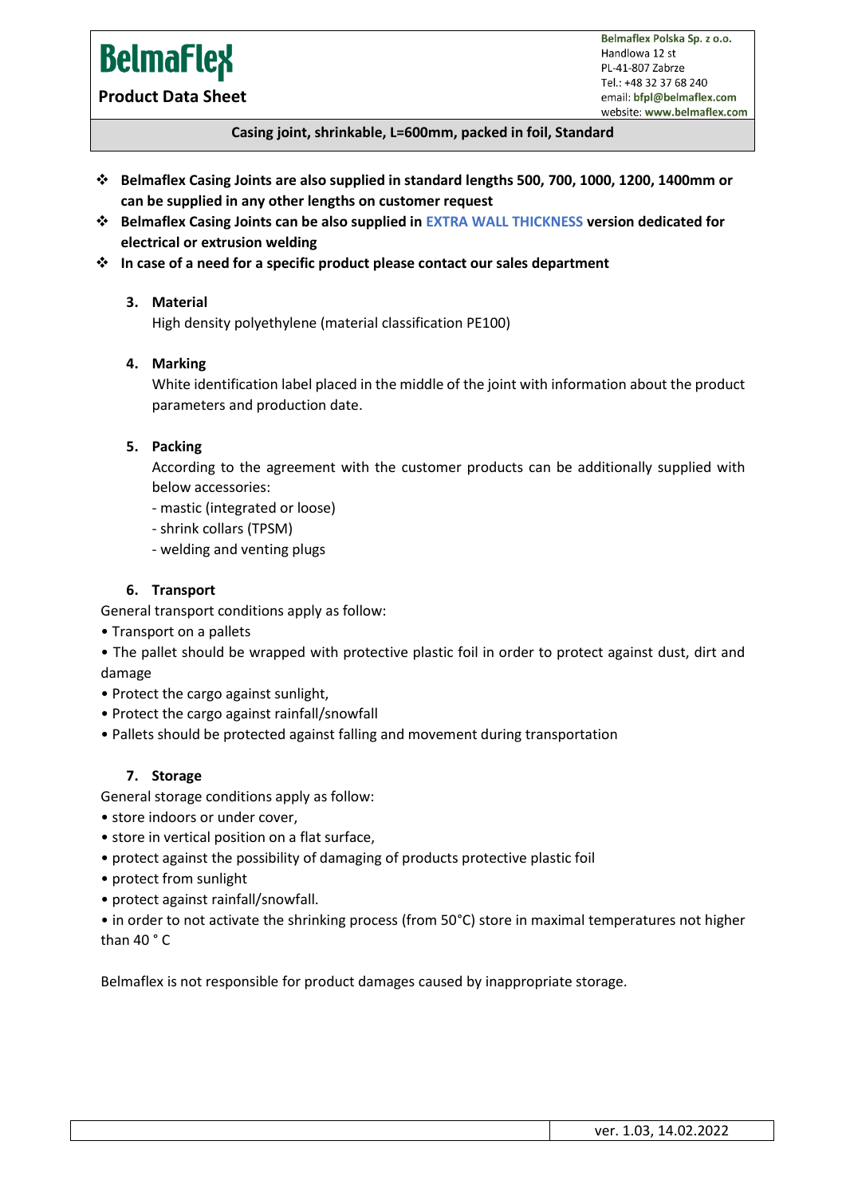**Casing joint, shrinkable, L=600mm, packed in foil, Standard**

- **Belmaflex Casing Joints are also supplied in standard lengths 500, 700, 1000, 1200, 1400mm or can be supplied in any other lengths on customer request**
- **Belmaflex Casing Joints can be also supplied in EXTRA WALL THICKNESS version dedicated for electrical or extrusion welding**
- **In case of a need for a specific product please contact our sales department**

### 3. Material

High density polyethylene (material classification PE100)

### 4. Marking

White identification label placed in the middle of the joint with information about the product parameters and production date.

### 5. Packing

According to the agreement with the customer products can be additionally supplied with below accessories:

- mastic (integrated or loose)
- shrink collars (TPSM)
- welding and venting plugs

### 6. Transport

General transport conditions apply as follow:

- Transport on a pallets
- The pallet should be wrapped with protective plastic foil in order to protect against dust, dirt and damage
- Protect the cargo against sunlight,
- Protect the cargo against rainfall/snowfall
- Pallets should be protected against falling and movement during transportation

### 7. Storage

General storage conditions apply as follow:

- store indoors or under cover,
- store in vertical position on a flat surface,
- protect against the possibility of damaging of products protective plastic foil
- protect from sunlight
- protect against rainfall/snowfall.
- in order to not activate the shrinking process (from 50°C) store in maximal temperatures not higher than 40 ° C

Belmaflex is not responsible for product damages caused by inappropriate storage.